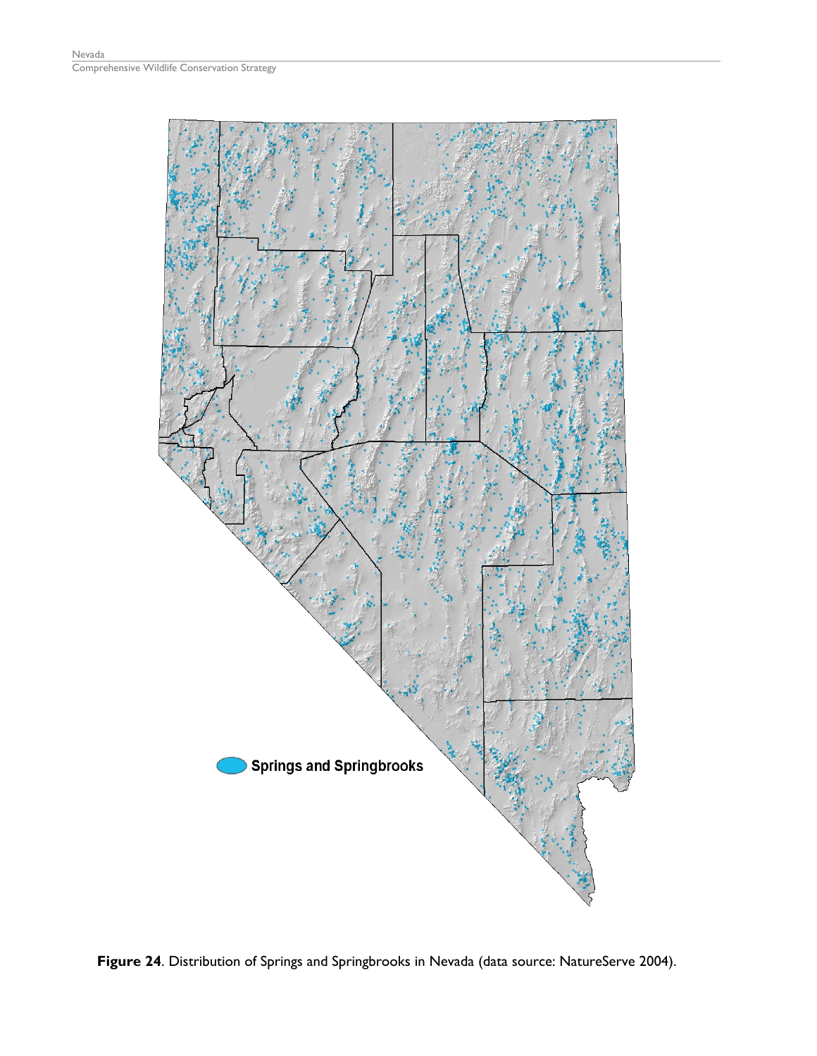Springs and Springbrooks

**Figure 24**. Distribution of Springs and Springbrooks in Nevada (data source: NatureServe 2004).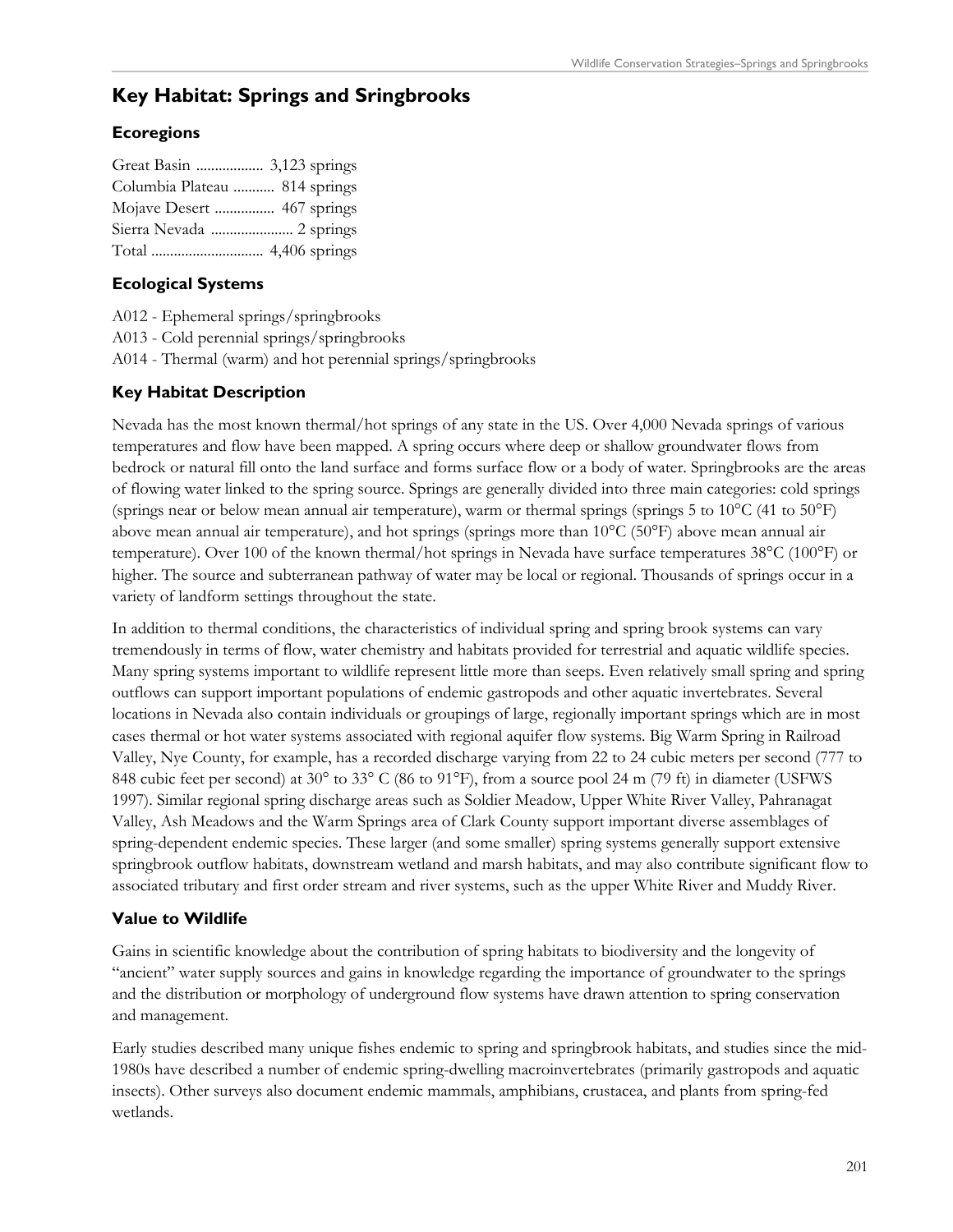## Key Habitat: Springs and Sringbrooks

### Ecoregions

Great Basin .................. 3,123 springs
Columbia Plateau ........... 814 springs
Mojave Desert ................ 467 springs
Sierra Nevada ...................... 2 springs
Total .............................. 4,406 springs

### Ecological Systems

A012 - Ephemeral springs/springbrooks
A013 - Cold perennial springs/springbrooks
A014 - Thermal (warm) and hot perennial springs/springbrooks

### Key Habitat Description

Nevada has the most known thermal/hot springs of any state in the US. Over 4,000 Nevada springs of various temperatures and flow have been mapped. A spring occurs where deep or shallow groundwater flows from bedrock or natural fill onto the land surface and forms surface flow or a body of water. Springbrooks are the areas of flowing water linked to the spring source. Springs are generally divided into three main categories: cold springs (springs near or below mean annual air temperature), warm or thermal springs (springs 5 to 10°C (41 to 50°F) above mean annual air temperature), and hot springs (springs more than 10°C (50°F) above mean annual air temperature). Over 100 of the known thermal/hot springs in Nevada have surface temperatures 38°C (100°F) or higher. The source and subterranean pathway of water may be local or regional. Thousands of springs occur in a variety of landform settings throughout the state.

In addition to thermal conditions, the characteristics of individual spring and spring brook systems can vary tremendously in terms of flow, water chemistry and habitats provided for terrestrial and aquatic wildlife species. Many spring systems important to wildlife represent little more than seeps. Even relatively small spring and spring outflows can support important populations of endemic gastropods and other aquatic invertebrates. Several locations in Nevada also contain individuals or groupings of large, regionally important springs which are in most cases thermal or hot water systems associated with regional aquifer flow systems. Big Warm Spring in Railroad Valley, Nye County, for example, has a recorded discharge varying from 22 to 24 cubic meters per second (777 to 848 cubic feet per second) at 30° to 33° C (86 to 91°F), from a source pool 24 m (79 ft) in diameter (USFWS 1997). Similar regional spring discharge areas such as Soldier Meadow, Upper White River Valley, Pahranagat Valley, Ash Meadows and the Warm Springs area of Clark County support important diverse assemblages of spring-dependent endemic species. These larger (and some smaller) spring systems generally support extensive springbrook outflow habitats, downstream wetland and marsh habitats, and may also contribute significant flow to associated tributary and first order stream and river systems, such as the upper White River and Muddy River.

### Value to Wildlife

Gains in scientific knowledge about the contribution of spring habitats to biodiversity and the longevity of "ancient" water supply sources and gains in knowledge regarding the importance of groundwater to the springs and the distribution or morphology of underground flow systems have drawn attention to spring conservation and management.

Early studies described many unique fishes endemic to spring and springbrook habitats, and studies since the mid-1980s have described a number of endemic spring-dwelling macroinvertebrates (primarily gastropods and aquatic insects). Other surveys also document endemic mammals, amphibians, crustacea, and plants from spring-fed wetlands.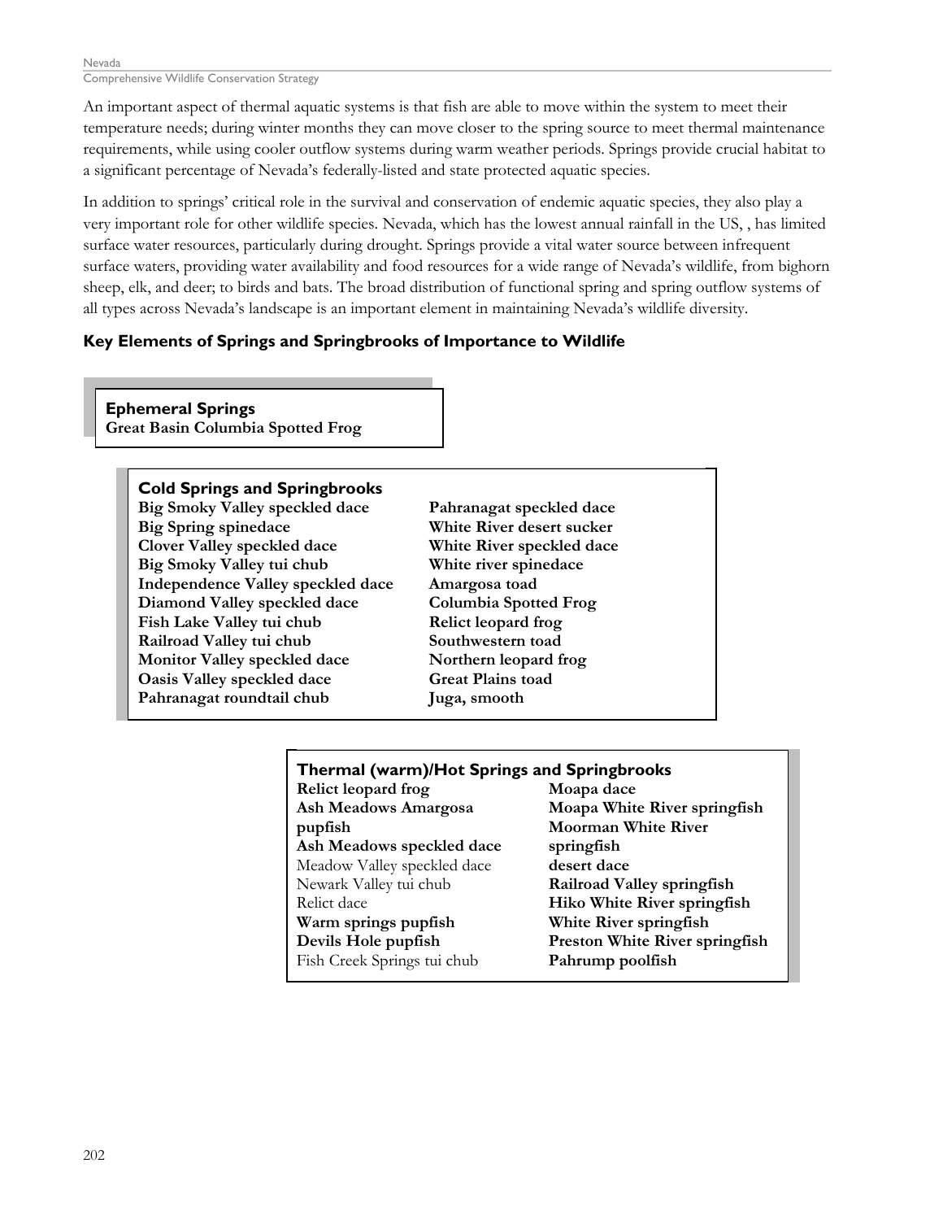An important aspect of thermal aquatic systems is that fish are able to move within the system to meet their temperature needs; during winter months they can move closer to the spring source to meet thermal maintenance requirements, while using cooler outflow systems during warm weather periods. Springs provide crucial habitat to a significant percentage of Nevada's federally-listed and state protected aquatic species.

In addition to springs' critical role in the survival and conservation of endemic aquatic species, they also play a very important role for other wildlife species. Nevada, which has the lowest annual rainfall in the US, , has limited surface water resources, particularly during drought. Springs provide a vital water source between infrequent surface waters, providing water availability and food resources for a wide range of Nevada's wildlife, from bighorn sheep, elk, and deer; to birds and bats. The broad distribution of functional spring and spring outflow systems of all types across Nevada's landscape is an important element in maintaining Nevada's wildlife diversity.

### Key Elements of Springs and Springbrooks of Importance to Wildlife

**Ephemeral Springs**

**Great Basin Columbia Spotted Frog**

**Cold Springs and Springbrooks**

**Big Smoky Valley speckled dace**
**Big Spring spinedace**
**Clover Valley speckled dace**
**Big Smoky Valley tui chub**
**Independence Valley speckled dace**
**Diamond Valley speckled dace**
**Fish Lake Valley tui chub**
**Railroad Valley tui chub**
**Monitor Valley speckled dace**
**Oasis Valley speckled dace**
**Pahranagat roundtail chub**
**Pahranagat speckled dace**
**White River desert sucker**
**White River speckled dace**
**White river spinedace**
**Amargosa toad**
**Columbia Spotted Frog**
**Relict leopard frog**
**Southwestern toad**
**Northern leopard frog**
**Great Plains toad**
**Juga, smooth**

**Thermal (warm)/Hot Springs and Springbrooks**

**Relict leopard frog**
**Ash Meadows Amargosa pupfish**
**Ash Meadows speckled dace**
Meadow Valley speckled dace
Newark Valley tui chub
Relict dace
**Warm springs pupfish**
**Devils Hole pupfish**
Fish Creek Springs tui chub
**Moapa dace**
**Moapa White River springfish**
**Moorman White River springfish**
**desert dace**
**Railroad Valley springfish**
**Hiko White River springfish**
**White River springfish**
**Preston White River springfish**
**Pahrump poolfish**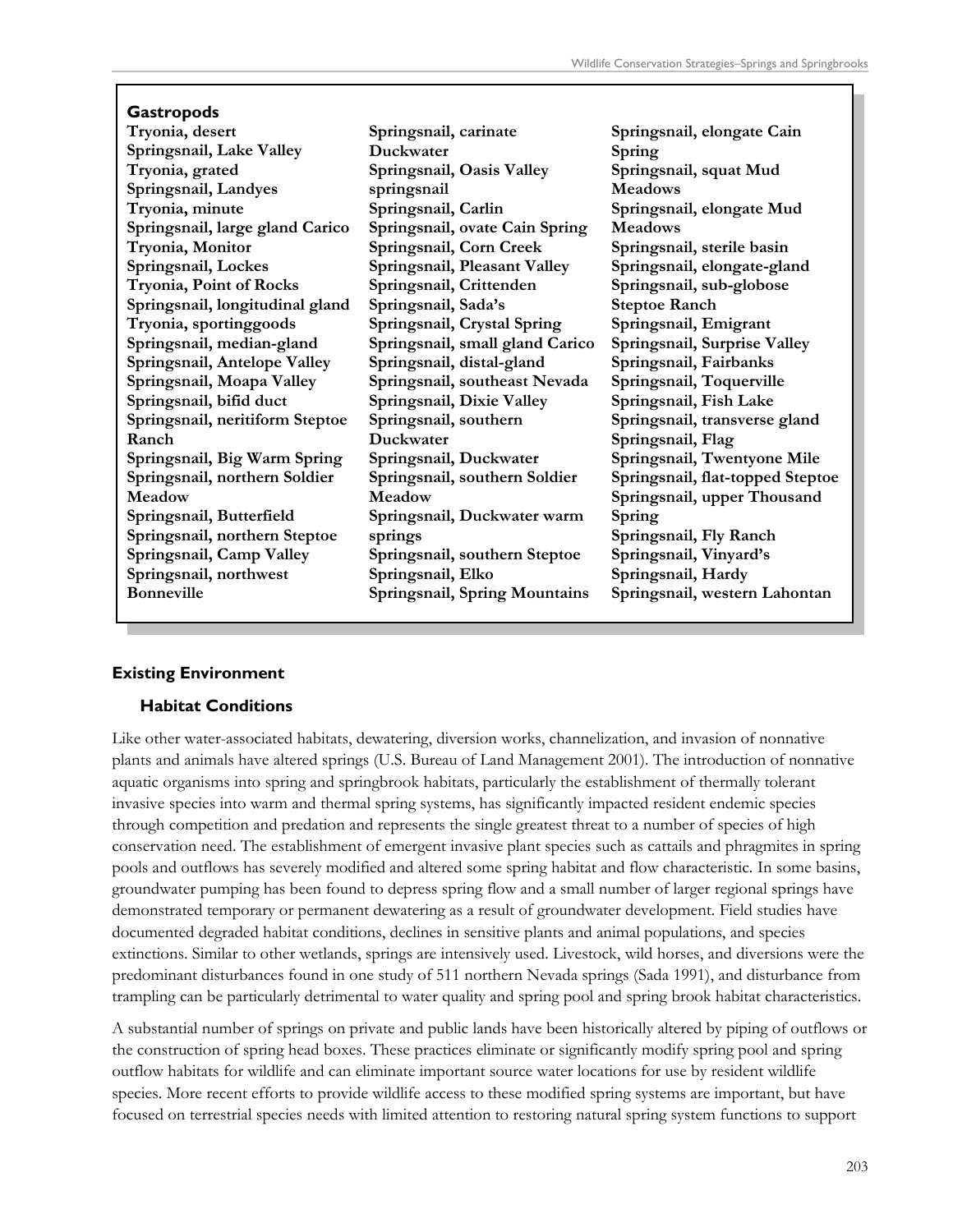**Gastropods**

Tryonia, desert
Springsnail, Lake Valley
Tryonia, grated
Springsnail, Landyes
Tryonia, minute
Springsnail, large gland Carico
Tryonia, Monitor
Springsnail, Lockes
Tryonia, Point of Rocks
Springsnail, longitudinal gland
Tryonia, sportinggoods
Springsnail, median-gland
Springsnail, Antelope Valley
Springsnail, Moapa Valley
Springsnail, bifid duct
Springsnail, neritiform Steptoe Ranch
Springsnail, Big Warm Spring
Springsnail, northern Soldier Meadow
Springsnail, Butterfield
Springsnail, northern Steptoe
Springsnail, Camp Valley
Springsnail, northwest Bonneville
Springsnail, carinate Duckwater
Springsnail, Oasis Valley springsnail
Springsnail, Carlin
Springsnail, ovate Cain Spring
Springsnail, Corn Creek
Springsnail, Pleasant Valley
Springsnail, Crittenden
Springsnail, Sada's
Springsnail, Crystal Spring
Springsnail, small gland Carico
Springsnail, distal-gland
Springsnail, southeast Nevada
Springsnail, Dixie Valley
Springsnail, southern Duckwater
Springsnail, Duckwater
Springsnail, southern Soldier Meadow
Springsnail, Duckwater warm springs
Springsnail, southern Steptoe
Springsnail, Elko
Springsnail, Spring Mountains
Springsnail, elongate Cain Spring
Springsnail, squat Mud Meadows
Springsnail, elongate Mud Meadows
Springsnail, sterile basin
Springsnail, elongate-gland
Springsnail, sub-globose Steptoe Ranch
Springsnail, Emigrant
Springsnail, Surprise Valley
Springsnail, Fairbanks
Springsnail, Toquerville
Springsnail, Fish Lake
Springsnail, transverse gland
Springsnail, Flag
Springsnail, Twentyone Mile
Springsnail, flat-topped Steptoe
Springsnail, upper Thousand Spring
Springsnail, Fly Ranch
Springsnail, Vinyard's
Springsnail, Hardy
Springsnail, western Lahontan

## Existing Environment

### Habitat Conditions

Like other water-associated habitats, dewatering, diversion works, channelization, and invasion of nonnative plants and animals have altered springs (U.S. Bureau of Land Management 2001). The introduction of nonnative aquatic organisms into spring and springbrook habitats, particularly the establishment of thermally tolerant invasive species into warm and thermal spring systems, has significantly impacted resident endemic species through competition and predation and represents the single greatest threat to a number of species of high conservation need. The establishment of emergent invasive plant species such as cattails and phragmites in spring pools and outflows has severely modified and altered some spring habitat and flow characteristic. In some basins, groundwater pumping has been found to depress spring flow and a small number of larger regional springs have demonstrated temporary or permanent dewatering as a result of groundwater development. Field studies have documented degraded habitat conditions, declines in sensitive plants and animal populations, and species extinctions. Similar to other wetlands, springs are intensively used. Livestock, wild horses, and diversions were the predominant disturbances found in one study of 511 northern Nevada springs (Sada 1991), and disturbance from trampling can be particularly detrimental to water quality and spring pool and spring brook habitat characteristics.

A substantial number of springs on private and public lands have been historically altered by piping of outflows or the construction of spring head boxes. These practices eliminate or significantly modify spring pool and spring outflow habitats for wildlife and can eliminate important source water locations for use by resident wildlife species. More recent efforts to provide wildlife access to these modified spring systems are important, but have focused on terrestrial species needs with limited attention to restoring natural spring system functions to support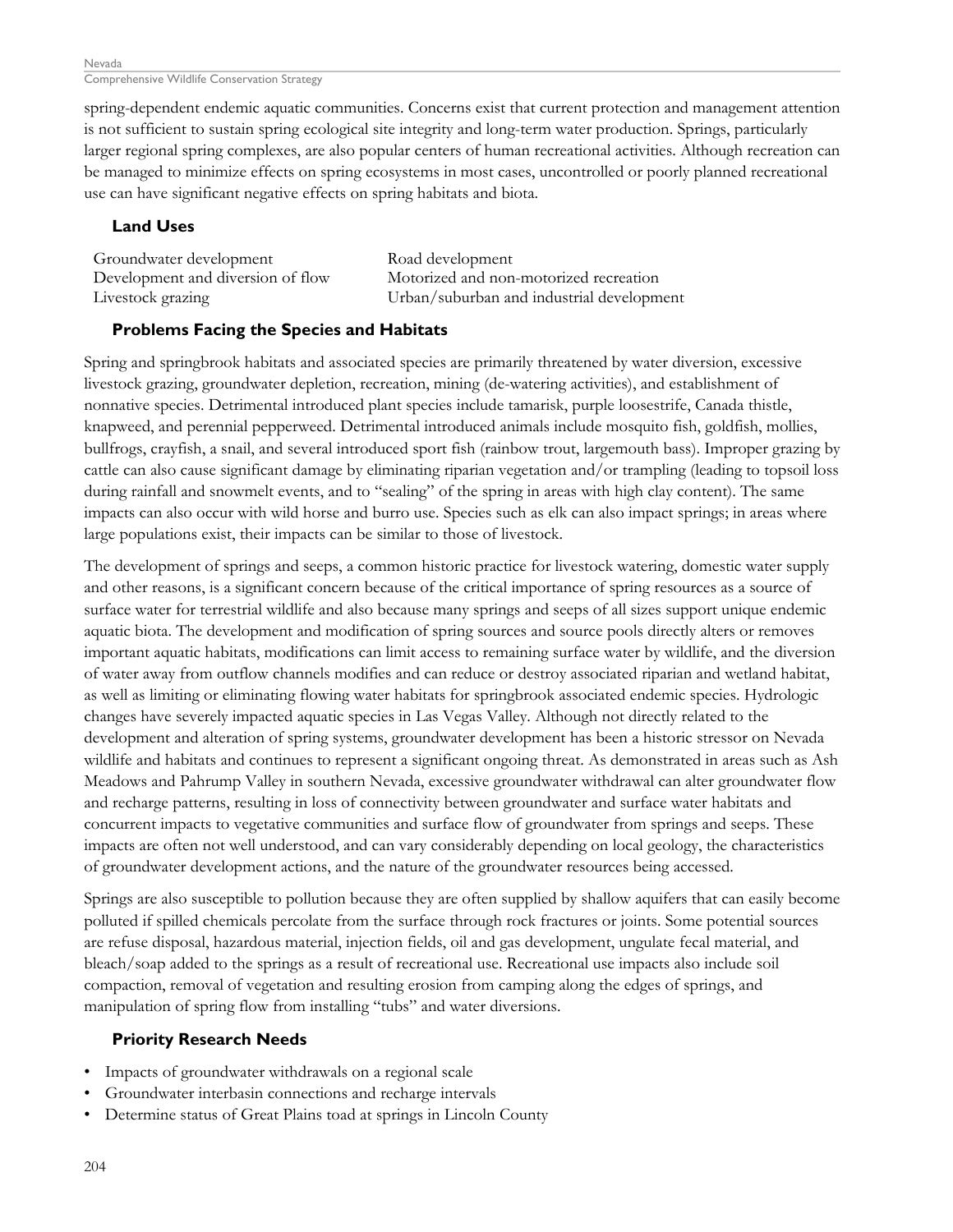spring-dependent endemic aquatic communities. Concerns exist that current protection and management attention is not sufficient to sustain spring ecological site integrity and long-term water production. Springs, particularly larger regional spring complexes, are also popular centers of human recreational activities. Although recreation can be managed to minimize effects on spring ecosystems in most cases, uncontrolled or poorly planned recreational use can have significant negative effects on spring habitats and biota.

### Land Uses

| | |
|---|---|
| Groundwater development | Road development |
| Development and diversion of flow | Motorized and non-motorized recreation |
| Livestock grazing | Urban/suburban and industrial development |

### Problems Facing the Species and Habitats

Spring and springbrook habitats and associated species are primarily threatened by water diversion, excessive livestock grazing, groundwater depletion, recreation, mining (de-watering activities), and establishment of nonnative species. Detrimental introduced plant species include tamarisk, purple loosestrife, Canada thistle, knapweed, and perennial pepperweed. Detrimental introduced animals include mosquito fish, goldfish, mollies, bullfrogs, crayfish, a snail, and several introduced sport fish (rainbow trout, largemouth bass). Improper grazing by cattle can also cause significant damage by eliminating riparian vegetation and/or trampling (leading to topsoil loss during rainfall and snowmelt events, and to "sealing" of the spring in areas with high clay content). The same impacts can also occur with wild horse and burro use. Species such as elk can also impact springs; in areas where large populations exist, their impacts can be similar to those of livestock.

The development of springs and seeps, a common historic practice for livestock watering, domestic water supply and other reasons, is a significant concern because of the critical importance of spring resources as a source of surface water for terrestrial wildlife and also because many springs and seeps of all sizes support unique endemic aquatic biota. The development and modification of spring sources and source pools directly alters or removes important aquatic habitats, modifications can limit access to remaining surface water by wildlife, and the diversion of water away from outflow channels modifies and can reduce or destroy associated riparian and wetland habitat, as well as limiting or eliminating flowing water habitats for springbrook associated endemic species. Hydrologic changes have severely impacted aquatic species in Las Vegas Valley. Although not directly related to the development and alteration of spring systems, groundwater development has been a historic stressor on Nevada wildlife and habitats and continues to represent a significant ongoing threat. As demonstrated in areas such as Ash Meadows and Pahrump Valley in southern Nevada, excessive groundwater withdrawal can alter groundwater flow and recharge patterns, resulting in loss of connectivity between groundwater and surface water habitats and concurrent impacts to vegetative communities and surface flow of groundwater from springs and seeps. These impacts are often not well understood, and can vary considerably depending on local geology, the characteristics of groundwater development actions, and the nature of the groundwater resources being accessed.

Springs are also susceptible to pollution because they are often supplied by shallow aquifers that can easily become polluted if spilled chemicals percolate from the surface through rock fractures or joints. Some potential sources are refuse disposal, hazardous material, injection fields, oil and gas development, ungulate fecal material, and bleach/soap added to the springs as a result of recreational use. Recreational use impacts also include soil compaction, removal of vegetation and resulting erosion from camping along the edges of springs, and manipulation of spring flow from installing "tubs" and water diversions.

### Priority Research Needs

- Impacts of groundwater withdrawals on a regional scale
- Groundwater interbasin connections and recharge intervals
- Determine status of Great Plains toad at springs in Lincoln County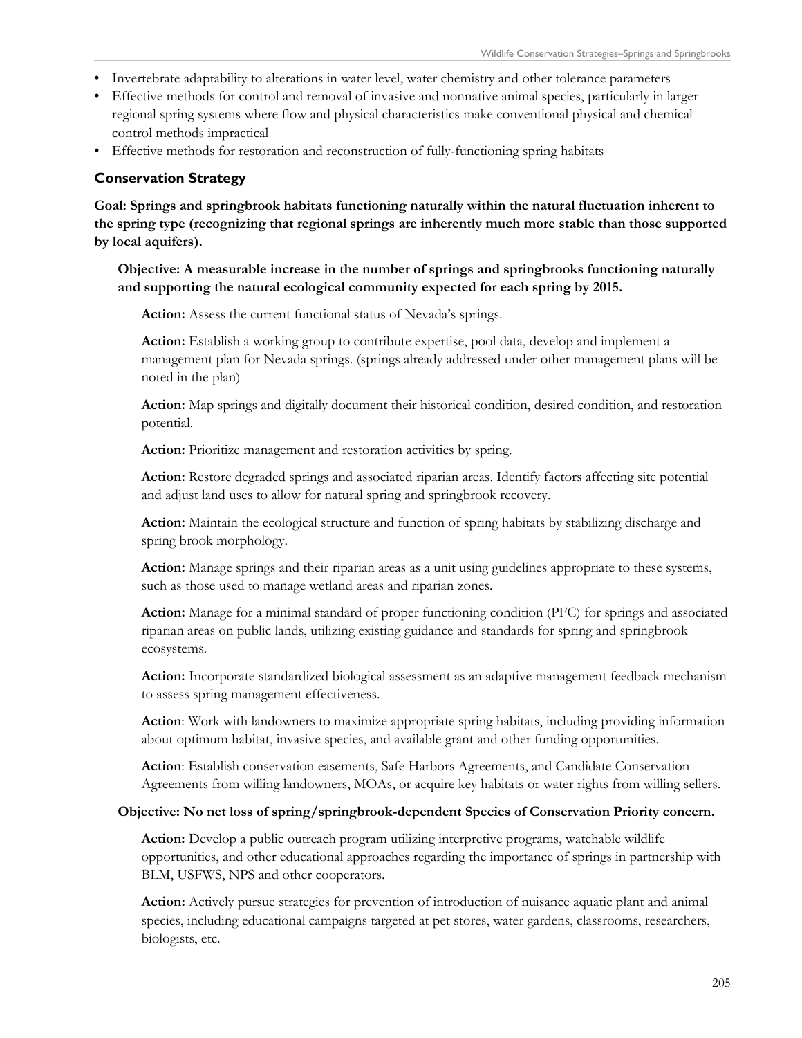- Invertebrate adaptability to alterations in water level, water chemistry and other tolerance parameters
- Effective methods for control and removal of invasive and nonnative animal species, particularly in larger regional spring systems where flow and physical characteristics make conventional physical and chemical control methods impractical
- Effective methods for restoration and reconstruction of fully-functioning spring habitats

### Conservation Strategy

**Goal: Springs and springbrook habitats functioning naturally within the natural fluctuation inherent to the spring type (recognizing that regional springs are inherently much more stable than those supported by local aquifers).**

**Objective: A measurable increase in the number of springs and springbrooks functioning naturally and supporting the natural ecological community expected for each spring by 2015.**

**Action:** Assess the current functional status of Nevada's springs.

**Action:** Establish a working group to contribute expertise, pool data, develop and implement a management plan for Nevada springs. (springs already addressed under other management plans will be noted in the plan)

**Action:** Map springs and digitally document their historical condition, desired condition, and restoration potential.

**Action:** Prioritize management and restoration activities by spring.

**Action:** Restore degraded springs and associated riparian areas. Identify factors affecting site potential and adjust land uses to allow for natural spring and springbrook recovery.

**Action:** Maintain the ecological structure and function of spring habitats by stabilizing discharge and spring brook morphology.

**Action:** Manage springs and their riparian areas as a unit using guidelines appropriate to these systems, such as those used to manage wetland areas and riparian zones.

**Action:** Manage for a minimal standard of proper functioning condition (PFC) for springs and associated riparian areas on public lands, utilizing existing guidance and standards for spring and springbrook ecosystems.

**Action:** Incorporate standardized biological assessment as an adaptive management feedback mechanism to assess spring management effectiveness.

**Action**: Work with landowners to maximize appropriate spring habitats, including providing information about optimum habitat, invasive species, and available grant and other funding opportunities.

**Action**: Establish conservation easements, Safe Harbors Agreements, and Candidate Conservation Agreements from willing landowners, MOAs, or acquire key habitats or water rights from willing sellers.

**Objective: No net loss of spring/springbrook-dependent Species of Conservation Priority concern.**

**Action:** Develop a public outreach program utilizing interpretive programs, watchable wildlife opportunities, and other educational approaches regarding the importance of springs in partnership with BLM, USFWS, NPS and other cooperators.

**Action:** Actively pursue strategies for prevention of introduction of nuisance aquatic plant and animal species, including educational campaigns targeted at pet stores, water gardens, classrooms, researchers, biologists, etc.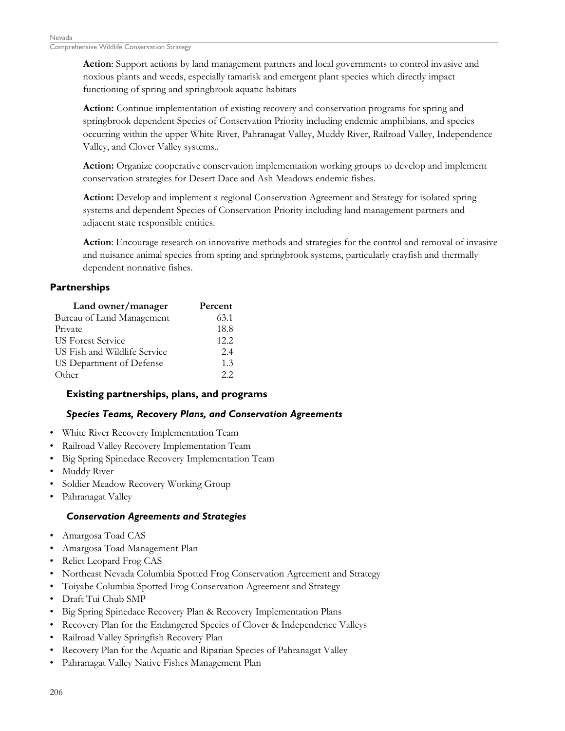**Action**: Support actions by land management partners and local governments to control invasive and noxious plants and weeds, especially tamarisk and emergent plant species which directly impact functioning of spring and springbrook aquatic habitats

**Action:** Continue implementation of existing recovery and conservation programs for spring and springbrook dependent Species of Conservation Priority including endemic amphibians, and species occurring within the upper White River, Pahranagat Valley, Muddy River, Railroad Valley, Independence Valley, and Clover Valley systems..

**Action:** Organize cooperative conservation implementation working groups to develop and implement conservation strategies for Desert Dace and Ash Meadows endemic fishes.

**Action:** Develop and implement a regional Conservation Agreement and Strategy for isolated spring systems and dependent Species of Conservation Priority including land management partners and adjacent state responsible entities.

**Action**: Encourage research on innovative methods and strategies for the control and removal of invasive and nuisance animal species from spring and springbrook systems, particularly crayfish and thermally dependent nonnative fishes.

## Partnerships

| Land owner/manager | Percent |
|---|---|
| Bureau of Land Management | 63.1 |
| Private | 18.8 |
| US Forest Service | 12.2 |
| US Fish and Wildlife Service | 2.4 |
| US Department of Defense | 1.3 |
| Other | 2.2 |

### Existing partnerships, plans, and programs

#### *Species Teams, Recovery Plans, and Conservation Agreements*

- White River Recovery Implementation Team
- Railroad Valley Recovery Implementation Team
- Big Spring Spinedace Recovery Implementation Team
- Muddy River
- Soldier Meadow Recovery Working Group
- Pahranagat Valley

#### *Conservation Agreements and Strategies*

- Amargosa Toad CAS
- Amargosa Toad Management Plan
- Relict Leopard Frog CAS
- Northeast Nevada Columbia Spotted Frog Conservation Agreement and Strategy
- Toiyabe Columbia Spotted Frog Conservation Agreement and Strategy
- Draft Tui Chub SMP
- Big Spring Spinedace Recovery Plan & Recovery Implementation Plans
- Recovery Plan for the Endangered Species of Clover & Independence Valleys
- Railroad Valley Springfish Recovery Plan
- Recovery Plan for the Aquatic and Riparian Species of Pahranagat Valley
- Pahranagat Valley Native Fishes Management Plan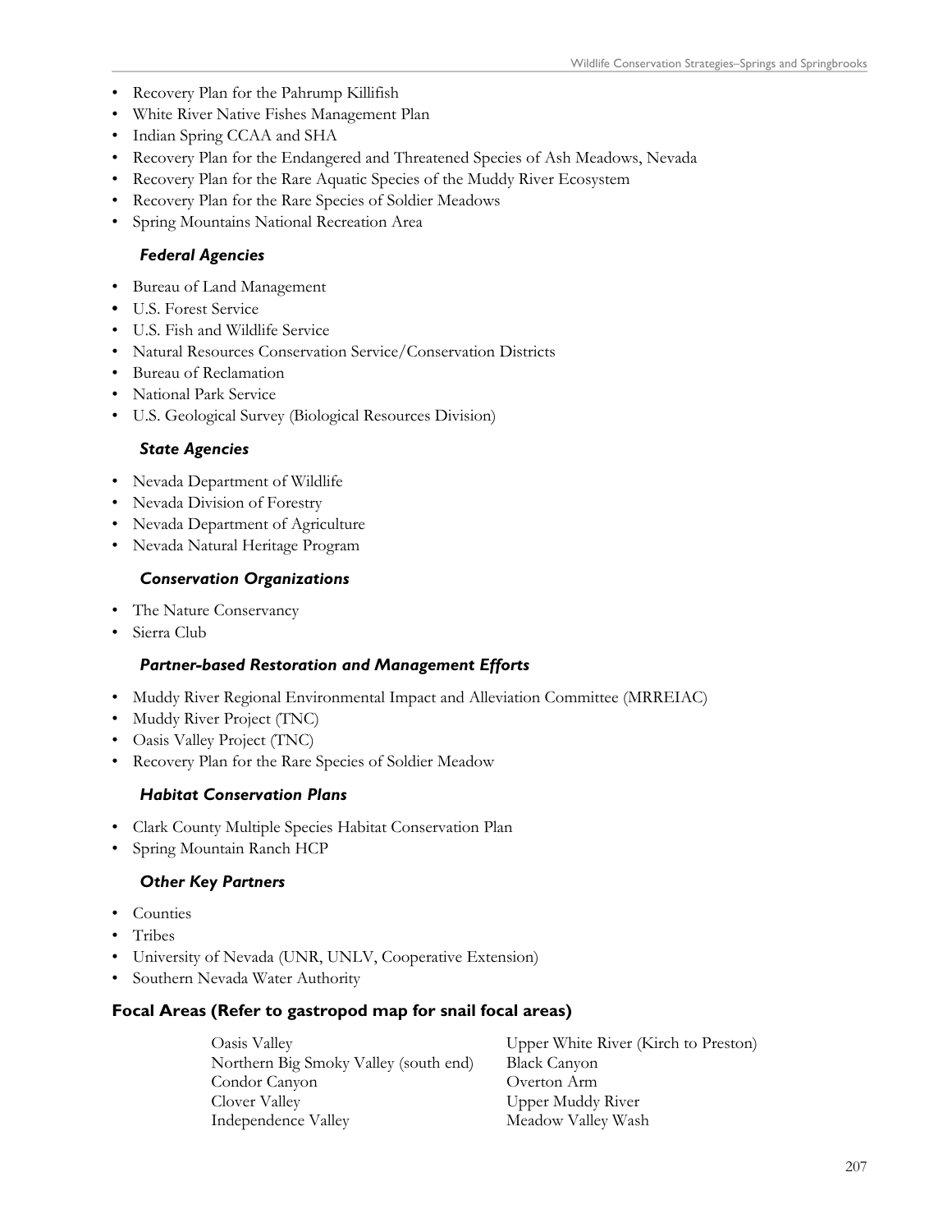- Recovery Plan for the Pahrump Killifish
- White River Native Fishes Management Plan
- Indian Spring CCAA and SHA
- Recovery Plan for the Endangered and Threatened Species of Ash Meadows, Nevada
- Recovery Plan for the Rare Aquatic Species of the Muddy River Ecosystem
- Recovery Plan for the Rare Species of Soldier Meadows
- Spring Mountains National Recreation Area

#### *Federal Agencies*

- Bureau of Land Management
- U.S. Forest Service
- U.S. Fish and Wildlife Service
- Natural Resources Conservation Service/Conservation Districts
- Bureau of Reclamation
- National Park Service
- U.S. Geological Survey (Biological Resources Division)

#### *State Agencies*

- Nevada Department of Wildlife
- Nevada Division of Forestry
- Nevada Department of Agriculture
- Nevada Natural Heritage Program

#### *Conservation Organizations*

- The Nature Conservancy
- Sierra Club

#### *Partner-based Restoration and Management Efforts*

- Muddy River Regional Environmental Impact and Alleviation Committee (MRREIAC)
- Muddy River Project (TNC)
- Oasis Valley Project (TNC)
- Recovery Plan for the Rare Species of Soldier Meadow

#### *Habitat Conservation Plans*

- Clark County Multiple Species Habitat Conservation Plan
- Spring Mountain Ranch HCP

#### *Other Key Partners*

- Counties
- Tribes
- University of Nevada (UNR, UNLV, Cooperative Extension)
- Southern Nevada Water Authority

### Focal Areas (Refer to gastropod map for snail focal areas)

| | |
|---|---|
| Oasis Valley | Upper White River (Kirch to Preston) |
| Northern Big Smoky Valley (south end) | Black Canyon |
| Condor Canyon | Overton Arm |
| Clover Valley | Upper Muddy River |
| Independence Valley | Meadow Valley Wash |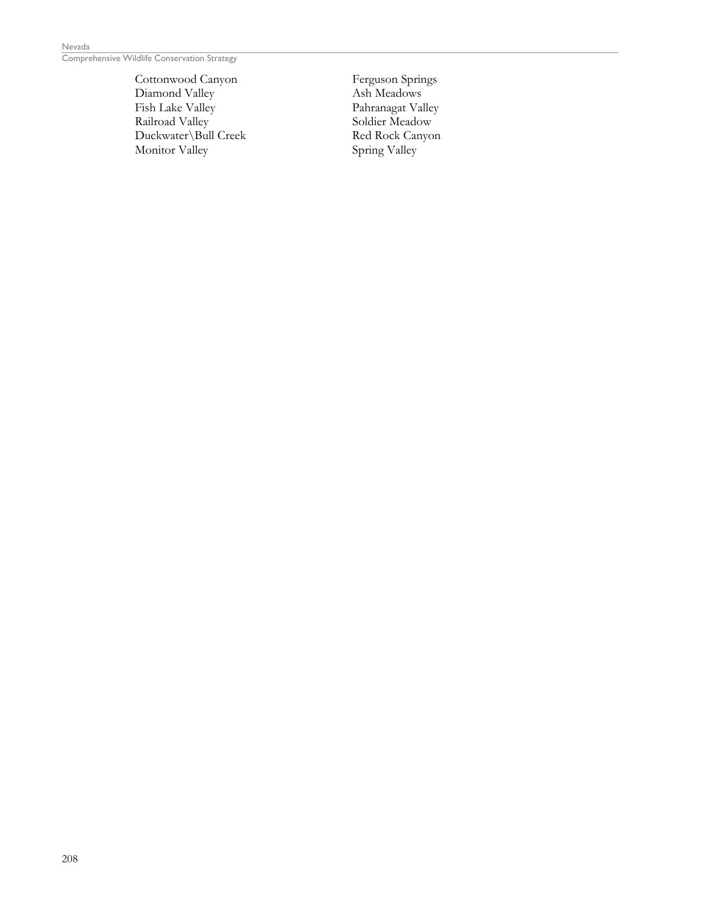Cottonwood Canyon
Diamond Valley
Fish Lake Valley
Railroad Valley
Duckwater\Bull Creek
Monitor Valley
Ferguson Springs
Ash Meadows
Pahranagat Valley
Soldier Meadow
Red Rock Canyon
Spring Valley